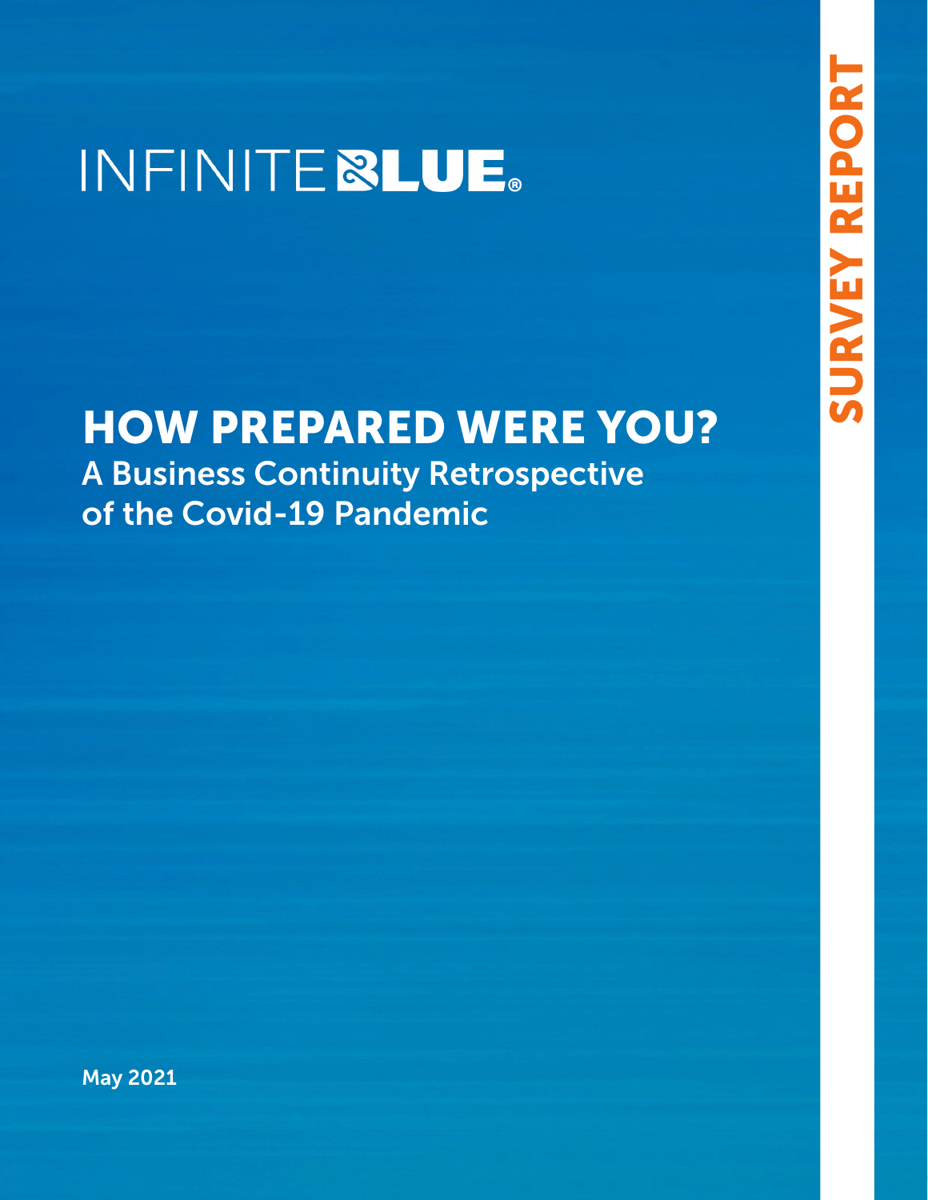INFINITE BLUE®

# HOW PREPARED WERE YOU?

## A Business Continuity Retrospective of the Covid-19 Pandemic

May 2021

SURVEY REPORT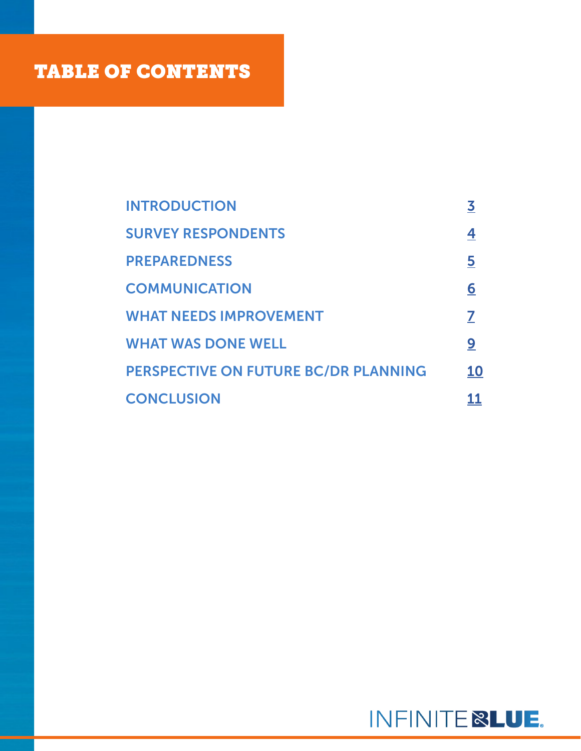# TABLE OF CONTENTS

| | |
|---|---|
| INTRODUCTION | 3 |
| SURVEY RESPONDENTS | 4 |
| PREPAREDNESS | 5 |
| COMMUNICATION | 6 |
| WHAT NEEDS IMPROVEMENT | 7 |
| WHAT WAS DONE WELL | 9 |
| PERSPECTIVE ON FUTURE BC/DR PLANNING | 10 |
| CONCLUSION | 11 |

INFINITE BLUE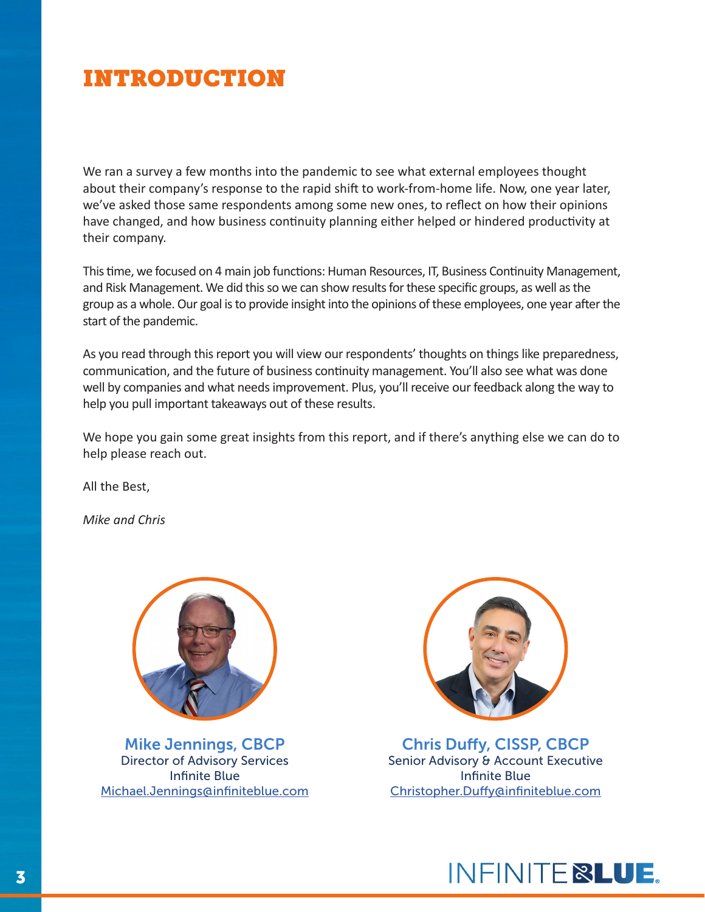# INTRODUCTION

We ran a survey a few months into the pandemic to see what external employees thought about their company's response to the rapid shift to work-from-home life. Now, one year later, we've asked those same respondents among some new ones, to reflect on how their opinions have changed, and how business continuity planning either helped or hindered productivity at their company.

This time, we focused on 4 main job functions: Human Resources, IT, Business Continuity Management, and Risk Management. We did this so we can show results for these specific groups, as well as the group as a whole. Our goal is to provide insight into the opinions of these employees, one year after the start of the pandemic.

As you read through this report you will view our respondents' thoughts on things like preparedness, communication, and the future of business continuity management. You'll also see what was done well by companies and what needs improvement. Plus, you'll receive our feedback along the way to help you pull important takeaways out of these results.

We hope you gain some great insights from this report, and if there's anything else we can do to help please reach out.

All the Best,

*Mike and Chris*

**Mike Jennings, CBCP**
Director of Advisory Services
Infinite Blue
Michael.Jennings@infiniteblue.com

**Chris Duffy, CISSP, CBCP**
Senior Advisory & Account Executive
Infinite Blue
Christopher.Duffy@infiniteblue.com

INFINITE BLUE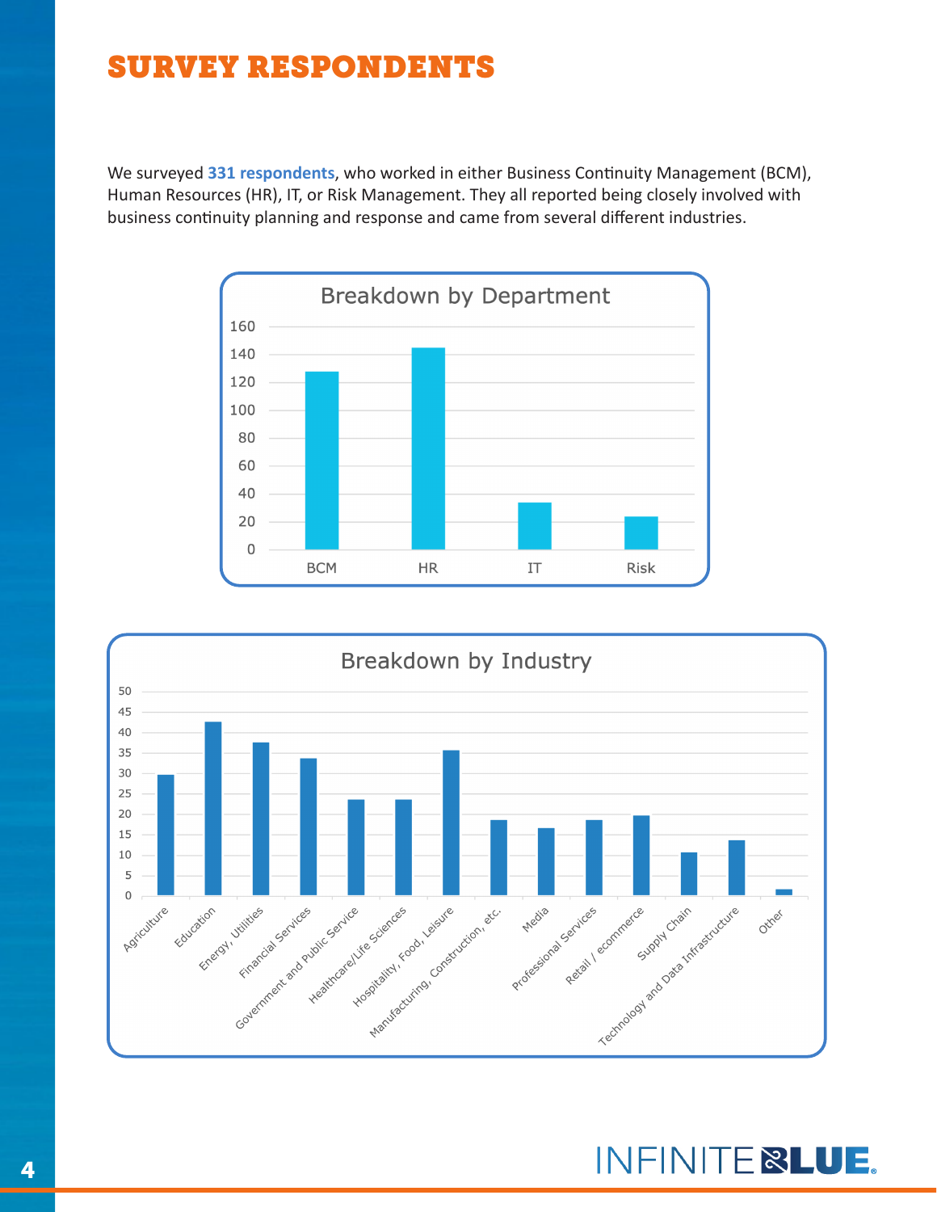# SURVEY RESPONDENTS

We surveyed **331 respondents**, who worked in either Business Continuity Management (BCM), Human Resources (HR), IT, or Risk Management. They all reported being closely involved with business continuity planning and response and came from several different industries.

**Breakdown by Department**

| Department | Respondents |
|---|---|
| BCM | 128 |
| HR | 145 |
| IT | 34 |
| Risk | 24 |

**Breakdown by Industry**

| Industry | Respondents |
|---|---|
| Agriculture | 30 |
| Education | 43 |
| Energy, Utilities | 38 |
| Financial Services | 34 |
| Government and Public Service | 24 |
| Healthcare/Life Sciences | 24 |
| Hospitality, Food, Leisure | 36 |
| Manufacturing, Construction, etc. | 19 |
| Media | 17 |
| Professional Services | 19 |
| Retail / ecommerce | 20 |
| Supply Chain | 11 |
| Technology and Data Infrastructure | 14 |
| Other | 2 |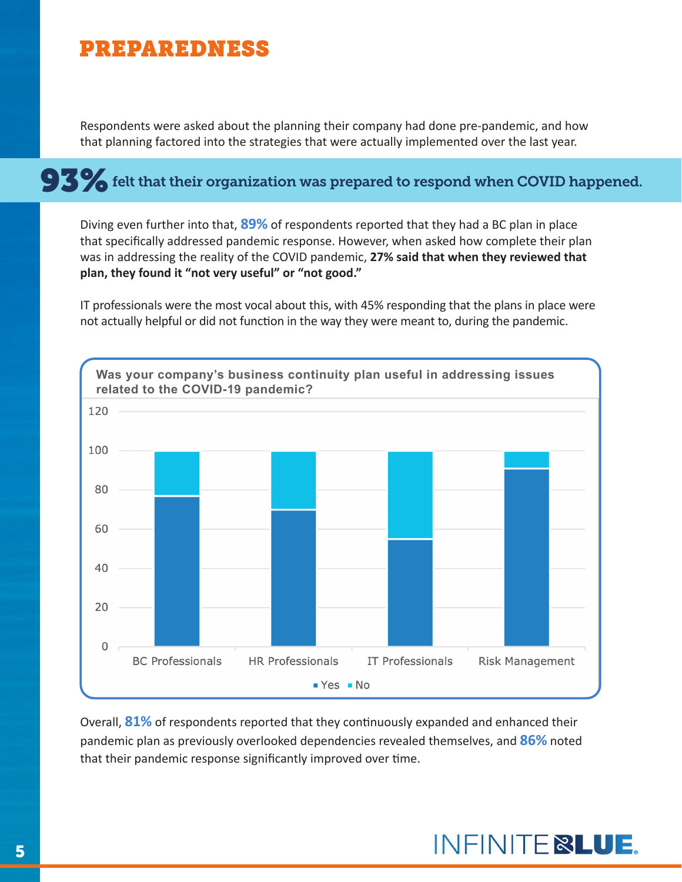# PREPAREDNESS

Respondents were asked about the planning their company had done pre-pandemic, and how that planning factored into the strategies that were actually implemented over the last year.

**93% felt that their organization was prepared to respond when COVID happened.**

Diving even further into that, **89%** of respondents reported that they had a BC plan in place that specifically addressed pandemic response. However, when asked how complete their plan was in addressing the reality of the COVID pandemic, **27% said that when they reviewed that plan, they found it "not very useful" or "not good."**

IT professionals were the most vocal about this, with 45% responding that the plans in place were not actually helpful or did not function in the way they were meant to, during the pandemic.

**Was your company's business continuity plan useful in addressing issues related to the COVID-19 pandemic?**

| | Yes | No |
|---|---|---|
| BC Professionals | 77 | 23 |
| HR Professionals | 70 | 30 |
| IT Professionals | 55 | 45 |
| Risk Management | 91 | 9 |

Overall, **81%** of respondents reported that they continuously expanded and enhanced their pandemic plan as previously overlooked dependencies revealed themselves, and **86%** noted that their pandemic response significantly improved over time.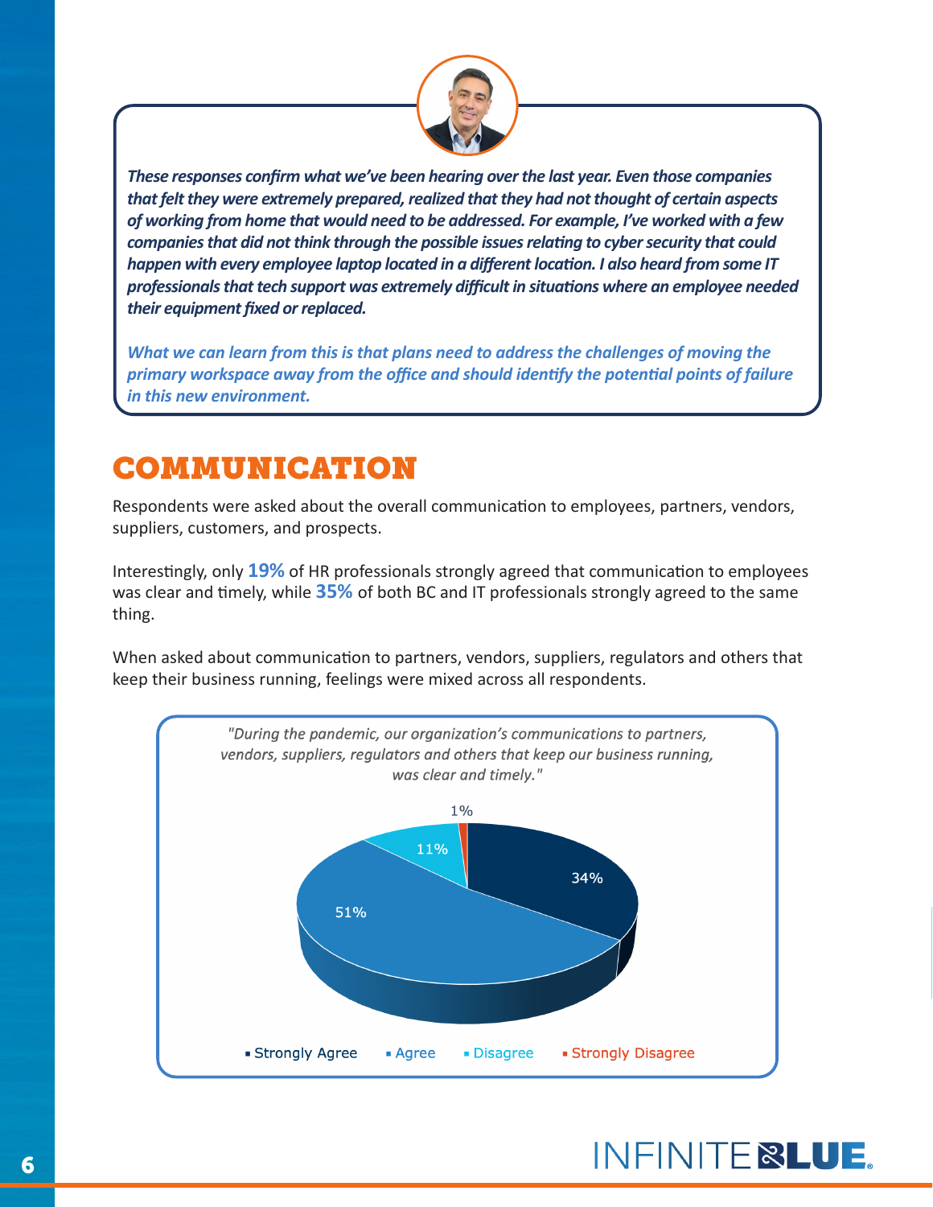*These responses confirm what we've been hearing over the last year. Even those companies that felt they were extremely prepared, realized that they had not thought of certain aspects of working from home that would need to be addressed. For example, I've worked with a few companies that did not think through the possible issues relating to cyber security that could happen with every employee laptop located in a different location. I also heard from some IT professionals that tech support was extremely difficult in situations where an employee needed their equipment fixed or replaced.*

*What we can learn from this is that plans need to address the challenges of moving the primary workspace away from the office and should identify the potential points of failure in this new environment.*

# COMMUNICATION

Respondents were asked about the overall communication to employees, partners, vendors, suppliers, customers, and prospects.

Interestingly, only **19%** of HR professionals strongly agreed that communication to employees was clear and timely, while **35%** of both BC and IT professionals strongly agreed to the same thing.

When asked about communication to partners, vendors, suppliers, regulators and others that keep their business running, feelings were mixed across all respondents.

*"During the pandemic, our organization's communications to partners, vendors, suppliers, regulators and others that keep our business running, was clear and timely."*

| Response | Percentage |
|---|---|
| Strongly Agree | 34% |
| Agree | 51% |
| Disagree | 11% |
| Strongly Disagree | 1% |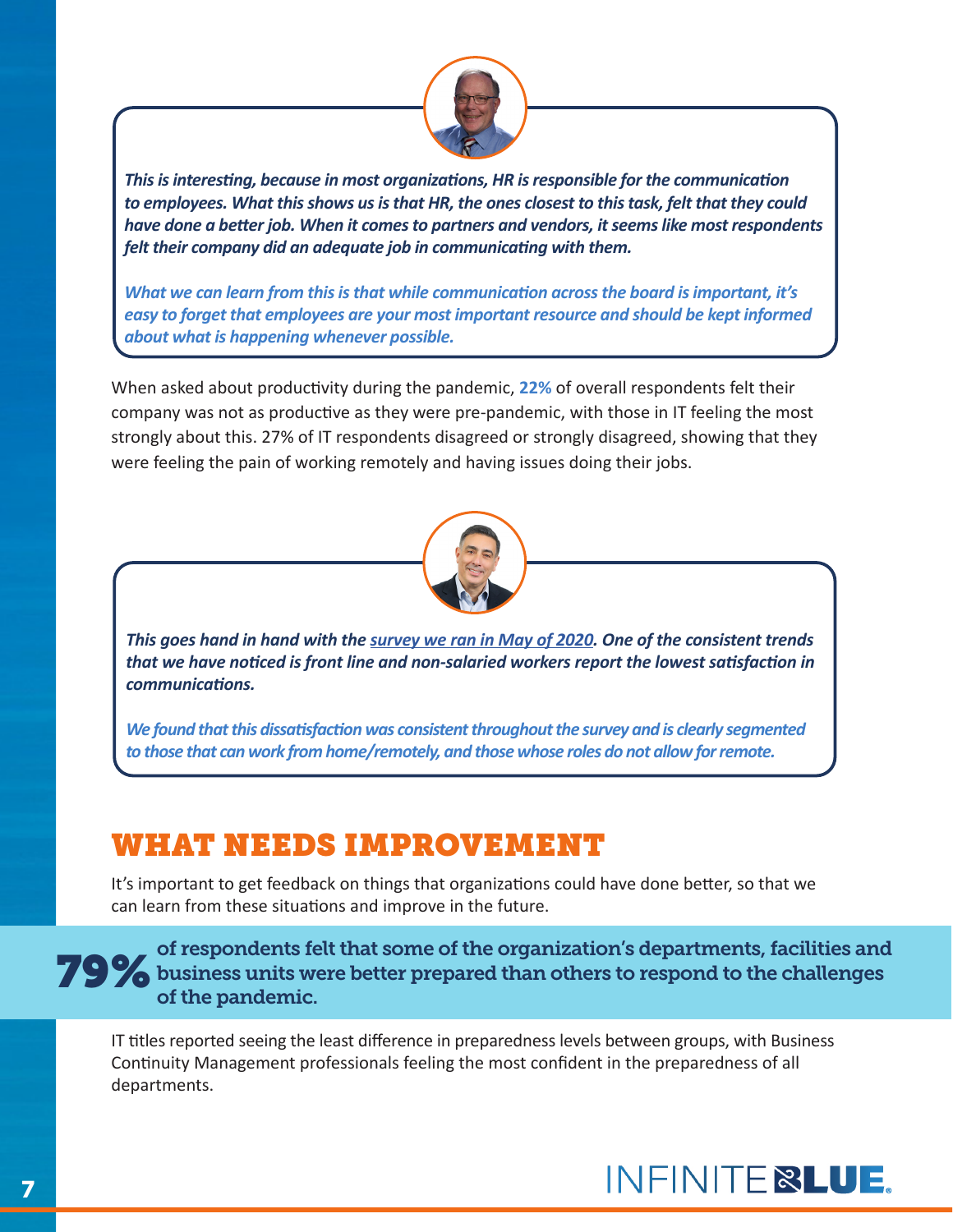*This is interesting, because in most organizations, HR is responsible for the communication to employees. What this shows us is that HR, the ones closest to this task, felt that they could have done a better job. When it comes to partners and vendors, it seems like most respondents felt their company did an adequate job in communicating with them.*

*What we can learn from this is that while communication across the board is important, it's easy to forget that employees are your most important resource and should be kept informed about what is happening whenever possible.*

When asked about productivity during the pandemic, **22%** of overall respondents felt their company was not as productive as they were pre-pandemic, with those in IT feeling the most strongly about this. 27% of IT respondents disagreed or strongly disagreed, showing that they were feeling the pain of working remotely and having issues doing their jobs.

*This goes hand in hand with the survey we ran in May of 2020. One of the consistent trends that we have noticed is front line and non-salaried workers report the lowest satisfaction in communications.*

*We found that this dissatisfaction was consistent throughout the survey and is clearly segmented to those that can work from home/remotely, and those whose roles do not allow for remote.*

## WHAT NEEDS IMPROVEMENT

It's important to get feedback on things that organizations could have done better, so that we can learn from these situations and improve in the future.

**79%** of respondents felt that some of the organization's departments, facilities and business units were better prepared than others to respond to the challenges of the pandemic.

IT titles reported seeing the least difference in preparedness levels between groups, with Business Continuity Management professionals feeling the most confident in the preparedness of all departments.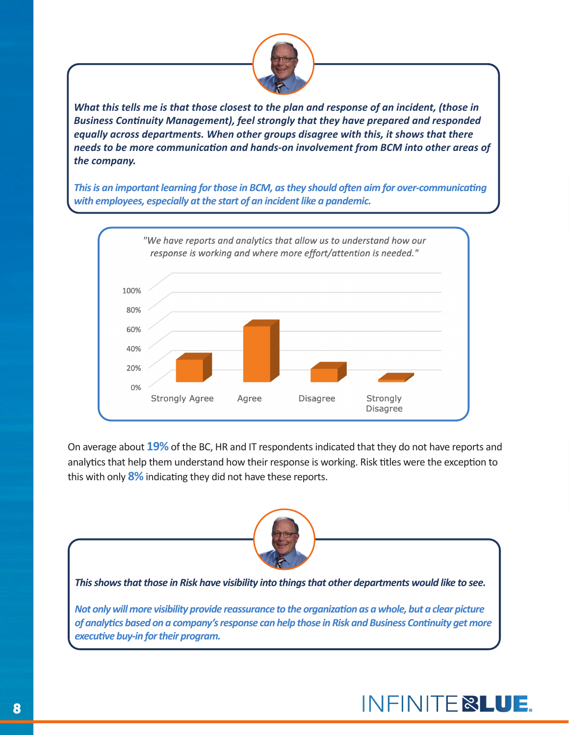*What this tells me is that those closest to the plan and response of an incident, (those in Business Continuity Management), feel strongly that they have prepared and responded equally across departments. When other groups disagree with this, it shows that there needs to be more communication and hands-on involvement from BCM into other areas of the company.*

*This is an important learning for those in BCM, as they should often aim for over-communicating with employees, especially at the start of an incident like a pandemic.*

*"We have reports and analytics that allow us to understand how our response is working and where more effort/attention is needed."*

On average about **19%** of the BC, HR and IT respondents indicated that they do not have reports and analytics that help them understand how their response is working. Risk titles were the exception to this with only **8%** indicating they did not have these reports.

*This shows that those in Risk have visibility into things that other departments would like to see.*

*Not only will more visibility provide reassurance to the organization as a whole, but a clear picture of analytics based on a company's response can help those in Risk and Business Continuity get more executive buy-in for their program.*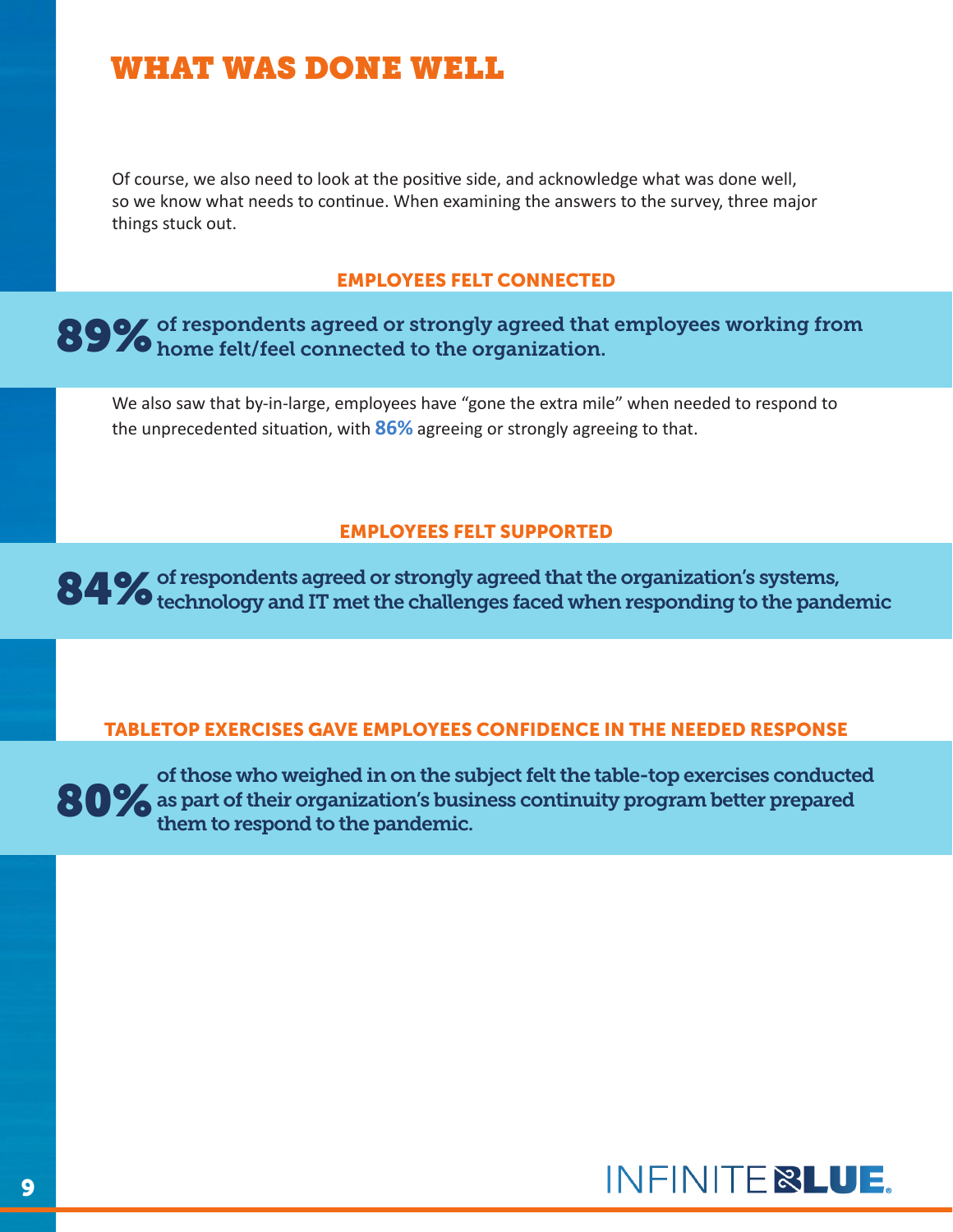# WHAT WAS DONE WELL

Of course, we also need to look at the positive side, and acknowledge what was done well, so we know what needs to continue. When examining the answers to the survey, three major things stuck out.

## EMPLOYEES FELT CONNECTED

**89%** of respondents agreed or strongly agreed that employees working from home felt/feel connected to the organization.

We also saw that by-in-large, employees have "gone the extra mile" when needed to respond to the unprecedented situation, with **86%** agreeing or strongly agreeing to that.

## EMPLOYEES FELT SUPPORTED

**84%** of respondents agreed or strongly agreed that the organization's systems, technology and IT met the challenges faced when responding to the pandemic

## TABLETOP EXERCISES GAVE EMPLOYEES CONFIDENCE IN THE NEEDED RESPONSE

**80%** of those who weighed in on the subject felt the table-top exercises conducted as part of their organization's business continuity program better prepared them to respond to the pandemic.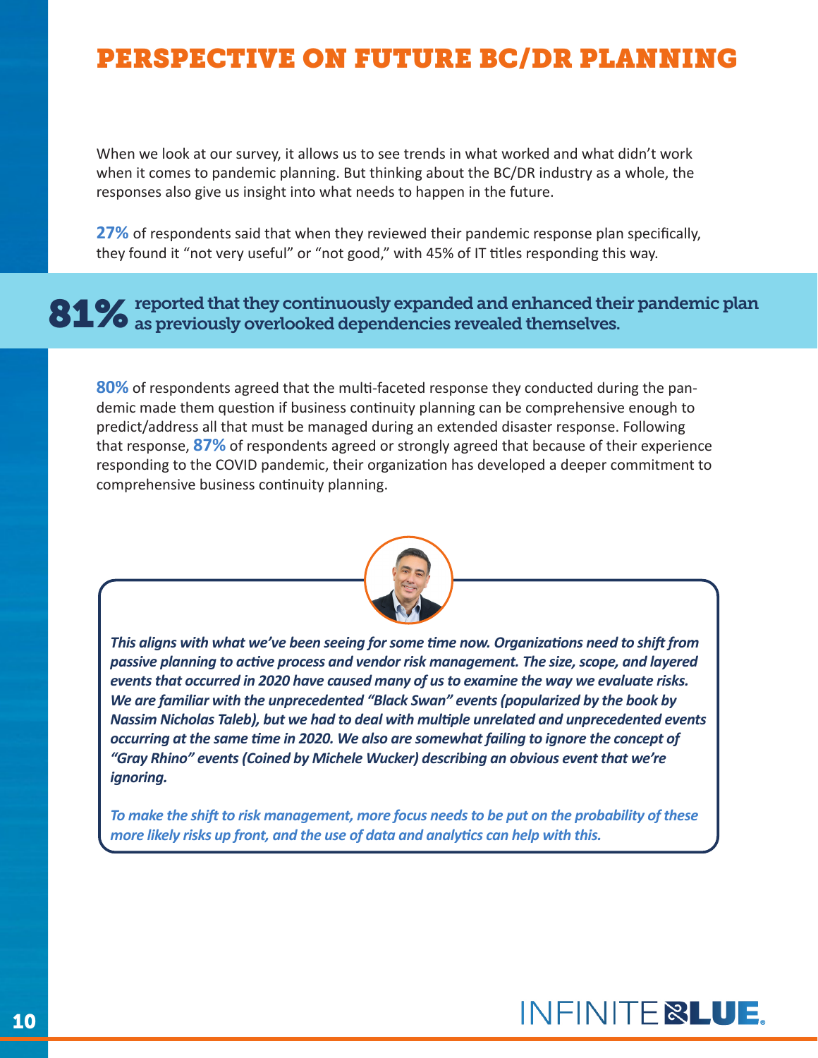# PERSPECTIVE ON FUTURE BC/DR PLANNING

When we look at our survey, it allows us to see trends in what worked and what didn't work when it comes to pandemic planning. But thinking about the BC/DR industry as a whole, the responses also give us insight into what needs to happen in the future.

**27%** of respondents said that when they reviewed their pandemic response plan specifically, they found it "not very useful" or "not good," with 45% of IT titles responding this way.

**81%** reported that they continuously expanded and enhanced their pandemic plan as previously overlooked dependencies revealed themselves.

**80%** of respondents agreed that the multi-faceted response they conducted during the pandemic made them question if business continuity planning can be comprehensive enough to predict/address all that must be managed during an extended disaster response. Following that response, **87%** of respondents agreed or strongly agreed that because of their experience responding to the COVID pandemic, their organization has developed a deeper commitment to comprehensive business continuity planning.

***This aligns with what we've been seeing for some time now. Organizations need to shift from passive planning to active process and vendor risk management. The size, scope, and layered events that occurred in 2020 have caused many of us to examine the way we evaluate risks. We are familiar with the unprecedented "Black Swan" events (popularized by the book by Nassim Nicholas Taleb), but we had to deal with multiple unrelated and unprecedented events occurring at the same time in 2020. We also are somewhat failing to ignore the concept of "Gray Rhino" events (Coined by Michele Wucker) describing an obvious event that we're ignoring.***

***To make the shift to risk management, more focus needs to be put on the probability of these more likely risks up front, and the use of data and analytics can help with this.***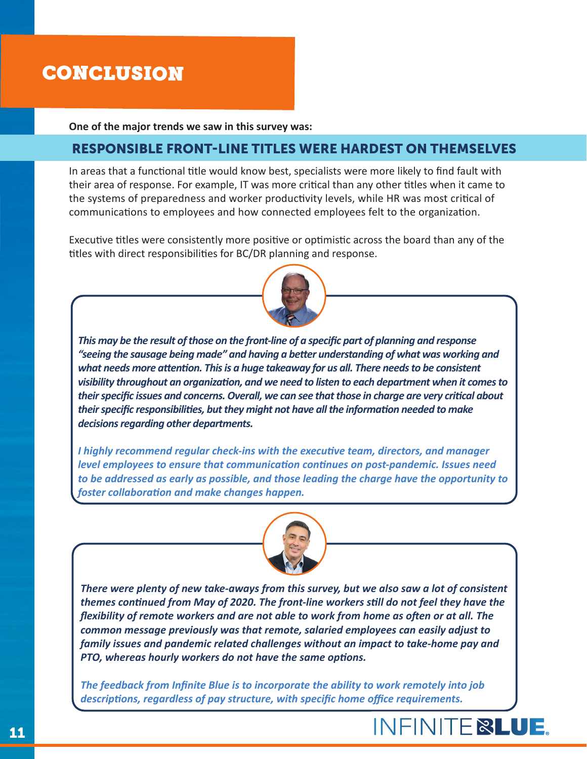# CONCLUSION

**One of the major trends we saw in this survey was:**

## RESPONSIBLE FRONT-LINE TITLES WERE HARDEST ON THEMSELVES

In areas that a functional title would know best, specialists were more likely to find fault with their area of response. For example, IT was more critical than any other titles when it came to the systems of preparedness and worker productivity levels, while HR was most critical of communications to employees and how connected employees felt to the organization.

Executive titles were consistently more positive or optimistic across the board than any of the titles with direct responsibilities for BC/DR planning and response.

***This may be the result of those on the front-line of a specific part of planning and response "seeing the sausage being made" and having a better understanding of what was working and what needs more attention. This is a huge takeaway for us all. There needs to be consistent visibility throughout an organization, and we need to listen to each department when it comes to their specific issues and concerns. Overall, we can see that those in charge are very critical about their specific responsibilities, but they might not have all the information needed to make decisions regarding other departments.***

***I highly recommend regular check-ins with the executive team, directors, and manager level employees to ensure that communication continues on post-pandemic. Issues need to be addressed as early as possible, and those leading the charge have the opportunity to foster collaboration and make changes happen.***

***There were plenty of new take-aways from this survey, but we also saw a lot of consistent themes continued from May of 2020. The front-line workers still do not feel they have the flexibility of remote workers and are not able to work from home as often or at all. The common message previously was that remote, salaried employees can easily adjust to family issues and pandemic related challenges without an impact to take-home pay and PTO, whereas hourly workers do not have the same options.***

***The feedback from Infinite Blue is to incorporate the ability to work remotely into job descriptions, regardless of pay structure, with specific home office requirements.***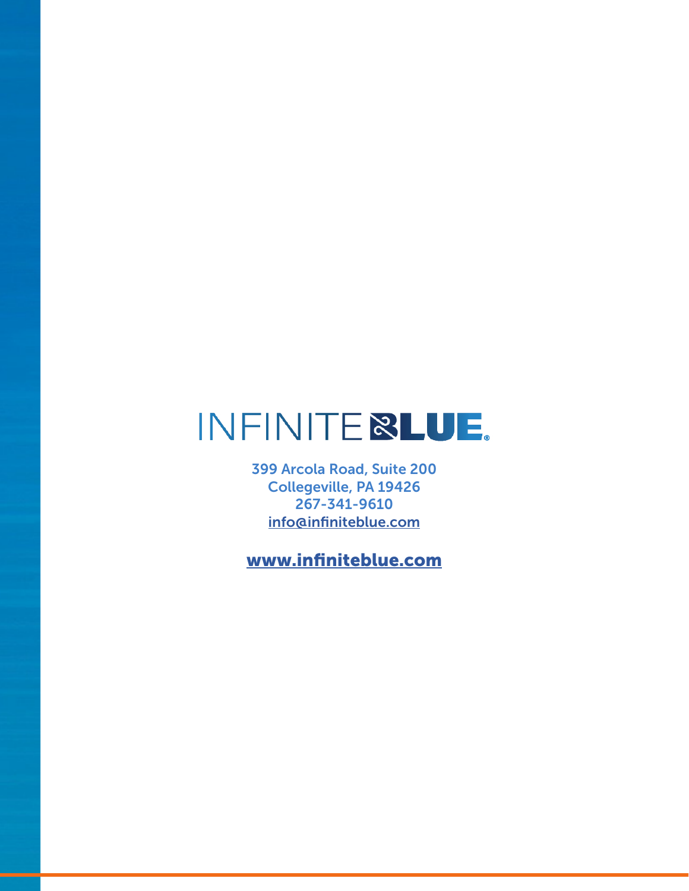INFINITE BLUE

399 Arcola Road, Suite 200
Collegeville, PA 19426
267-341-9610
info@infiniteblue.com

**www.infiniteblue.com**